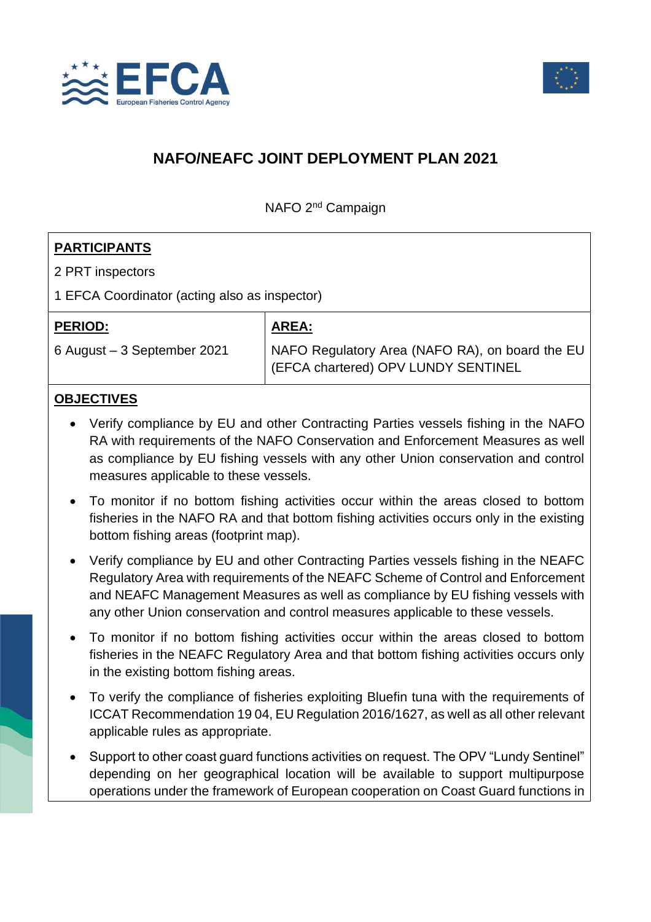# NAFO/NEAFC JOINT DEPLOYMENT PLAN 2021

NAFO 2nd Campaign

**PARTICIPANTS**

2 PRT inspectors

1 EFCA Coordinator (acting also as inspector)

| **PERIOD:** | **AREA:** |
|---|---|
| 6 August – 3 September 2021 | NAFO Regulatory Area (NAFO RA), on board the EU (EFCA chartered) OPV LUNDY SENTINEL |

**OBJECTIVES**

- Verify compliance by EU and other Contracting Parties vessels fishing in the NAFO RA with requirements of the NAFO Conservation and Enforcement Measures as well as compliance by EU fishing vessels with any other Union conservation and control measures applicable to these vessels.
- To monitor if no bottom fishing activities occur within the areas closed to bottom fisheries in the NAFO RA and that bottom fishing activities occurs only in the existing bottom fishing areas (footprint map).
- Verify compliance by EU and other Contracting Parties vessels fishing in the NEAFC Regulatory Area with requirements of the NEAFC Scheme of Control and Enforcement and NEAFC Management Measures as well as compliance by EU fishing vessels with any other Union conservation and control measures applicable to these vessels.
- To monitor if no bottom fishing activities occur within the areas closed to bottom fisheries in the NEAFC Regulatory Area and that bottom fishing activities occurs only in the existing bottom fishing areas.
- To verify the compliance of fisheries exploiting Bluefin tuna with the requirements of ICCAT Recommendation 19 04, EU Regulation 2016/1627, as well as all other relevant applicable rules as appropriate.
- Support to other coast guard functions activities on request. The OPV "Lundy Sentinel" depending on her geographical location will be available to support multipurpose operations under the framework of European cooperation on Coast Guard functions in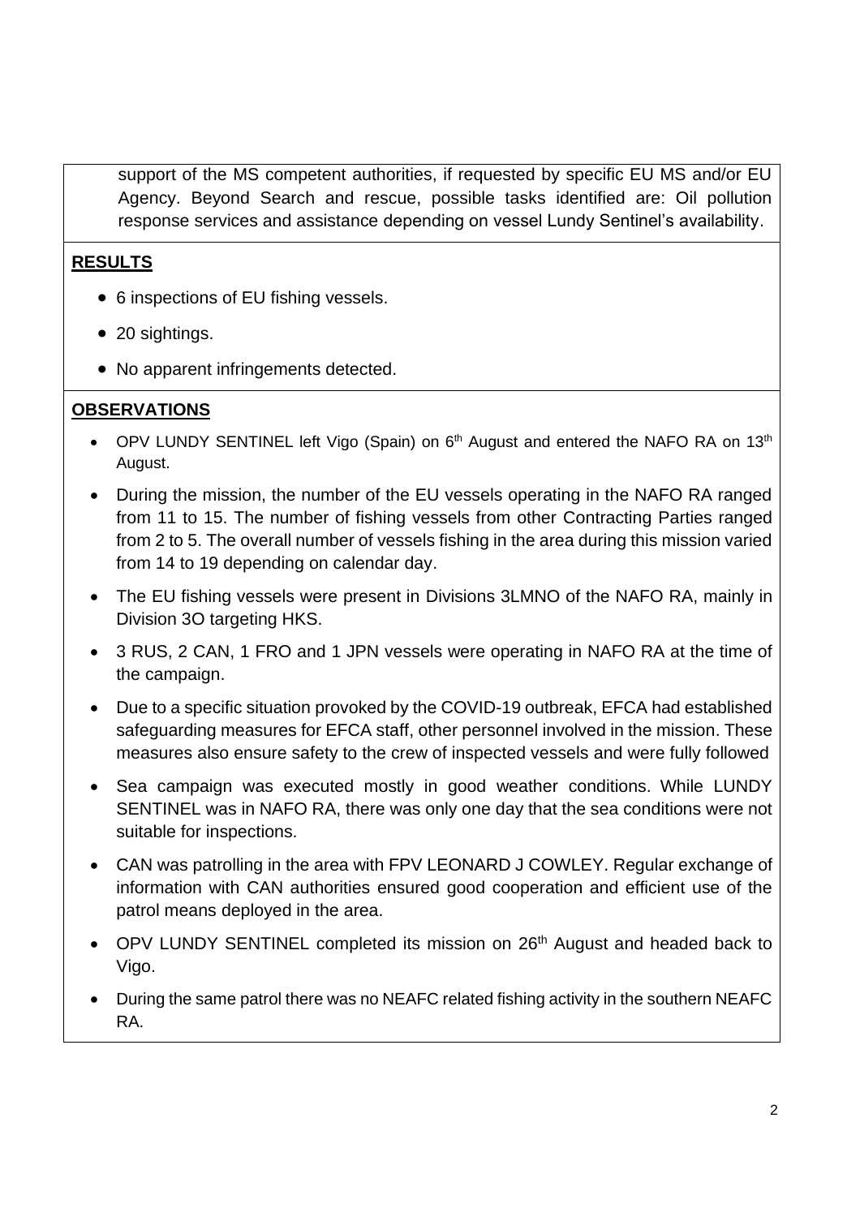support of the MS competent authorities, if requested by specific EU MS and/or EU Agency. Beyond Search and rescue, possible tasks identified are: Oil pollution response services and assistance depending on vessel Lundy Sentinel's availability.

**RESULTS**

- 6 inspections of EU fishing vessels.
- 20 sightings.
- No apparent infringements detected.

**OBSERVATIONS**

- OPV LUNDY SENTINEL left Vigo (Spain) on 6th August and entered the NAFO RA on 13th August.
- During the mission, the number of the EU vessels operating in the NAFO RA ranged from 11 to 15. The number of fishing vessels from other Contracting Parties ranged from 2 to 5. The overall number of vessels fishing in the area during this mission varied from 14 to 19 depending on calendar day.
- The EU fishing vessels were present in Divisions 3LMNO of the NAFO RA, mainly in Division 3O targeting HKS.
- 3 RUS, 2 CAN, 1 FRO and 1 JPN vessels were operating in NAFO RA at the time of the campaign.
- Due to a specific situation provoked by the COVID-19 outbreak, EFCA had established safeguarding measures for EFCA staff, other personnel involved in the mission. These measures also ensure safety to the crew of inspected vessels and were fully followed
- Sea campaign was executed mostly in good weather conditions. While LUNDY SENTINEL was in NAFO RA, there was only one day that the sea conditions were not suitable for inspections.
- CAN was patrolling in the area with FPV LEONARD J COWLEY. Regular exchange of information with CAN authorities ensured good cooperation and efficient use of the patrol means deployed in the area.
- OPV LUNDY SENTINEL completed its mission on 26th August and headed back to Vigo.
- During the same patrol there was no NEAFC related fishing activity in the southern NEAFC RA.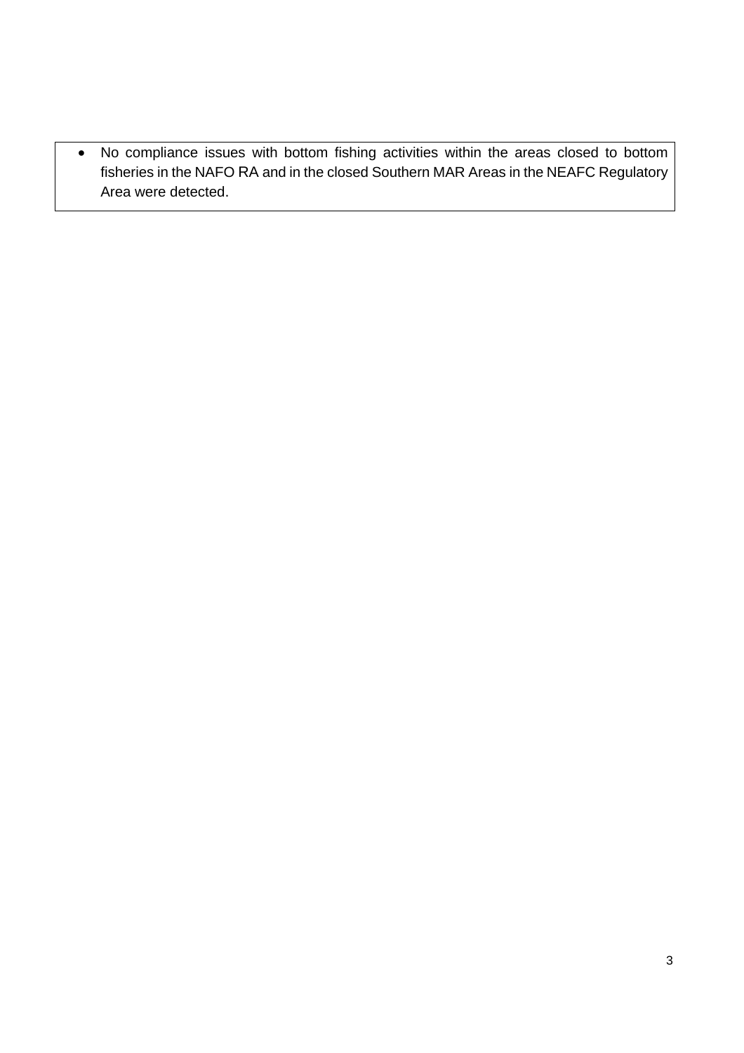- No compliance issues with bottom fishing activities within the areas closed to bottom fisheries in the NAFO RA and in the closed Southern MAR Areas in the NEAFC Regulatory Area were detected.